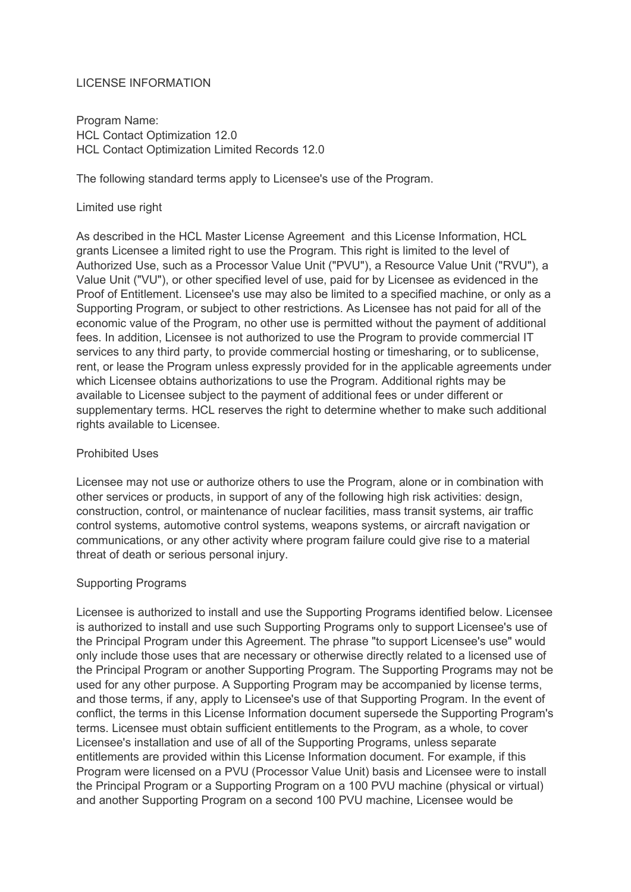# LICENSE INFORMATION

Program Name:
HCL Contact Optimization 12.0
HCL Contact Optimization Limited Records 12.0

The following standard terms apply to Licensee's use of the Program.

## Limited use right

As described in the HCL Master License Agreement and this License Information, HCL grants Licensee a limited right to use the Program. This right is limited to the level of Authorized Use, such as a Processor Value Unit ("PVU"), a Resource Value Unit ("RVU"), a Value Unit ("VU"), or other specified level of use, paid for by Licensee as evidenced in the Proof of Entitlement. Licensee's use may also be limited to a specified machine, or only as a Supporting Program, or subject to other restrictions. As Licensee has not paid for all of the economic value of the Program, no other use is permitted without the payment of additional fees. In addition, Licensee is not authorized to use the Program to provide commercial IT services to any third party, to provide commercial hosting or timesharing, or to sublicense, rent, or lease the Program unless expressly provided for in the applicable agreements under which Licensee obtains authorizations to use the Program. Additional rights may be available to Licensee subject to the payment of additional fees or under different or supplementary terms. HCL reserves the right to determine whether to make such additional rights available to Licensee.

## Prohibited Uses

Licensee may not use or authorize others to use the Program, alone or in combination with other services or products, in support of any of the following high risk activities: design, construction, control, or maintenance of nuclear facilities, mass transit systems, air traffic control systems, automotive control systems, weapons systems, or aircraft navigation or communications, or any other activity where program failure could give rise to a material threat of death or serious personal injury.

## Supporting Programs

Licensee is authorized to install and use the Supporting Programs identified below. Licensee is authorized to install and use such Supporting Programs only to support Licensee's use of the Principal Program under this Agreement. The phrase "to support Licensee's use" would only include those uses that are necessary or otherwise directly related to a licensed use of the Principal Program or another Supporting Program. The Supporting Programs may not be used for any other purpose. A Supporting Program may be accompanied by license terms, and those terms, if any, apply to Licensee's use of that Supporting Program. In the event of conflict, the terms in this License Information document supersede the Supporting Program's terms. Licensee must obtain sufficient entitlements to the Program, as a whole, to cover Licensee's installation and use of all of the Supporting Programs, unless separate entitlements are provided within this License Information document. For example, if this Program were licensed on a PVU (Processor Value Unit) basis and Licensee were to install the Principal Program or a Supporting Program on a 100 PVU machine (physical or virtual) and another Supporting Program on a second 100 PVU machine, Licensee would be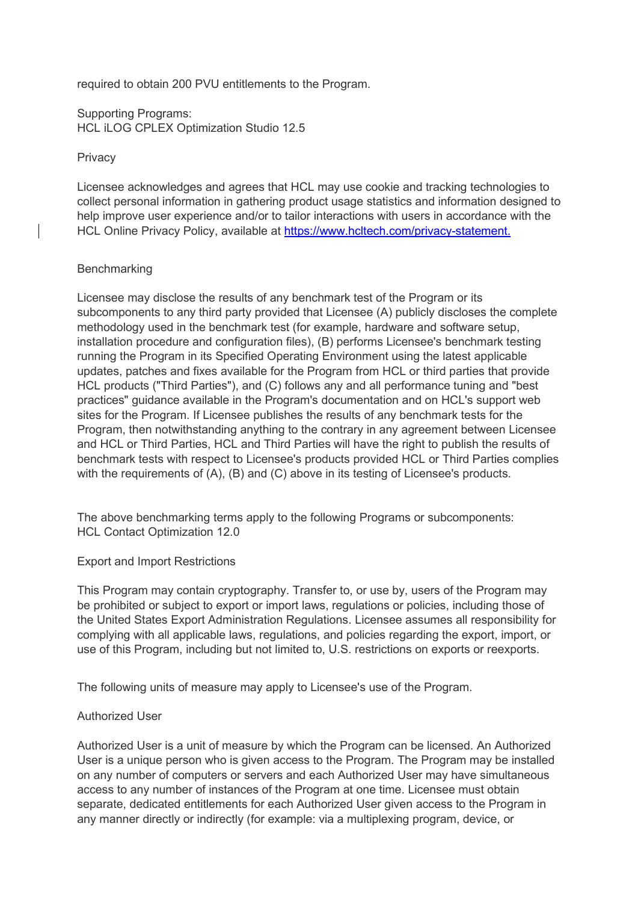required to obtain 200 PVU entitlements to the Program.

Supporting Programs:
HCL iLOG CPLEX Optimization Studio 12.5

Privacy

Licensee acknowledges and agrees that HCL may use cookie and tracking technologies to collect personal information in gathering product usage statistics and information designed to help improve user experience and/or to tailor interactions with users in accordance with the HCL Online Privacy Policy, available at [https://www.hcltech.com/privacy-statement.](https://www.hcltech.com/privacy-statement)

Benchmarking

Licensee may disclose the results of any benchmark test of the Program or its subcomponents to any third party provided that Licensee (A) publicly discloses the complete methodology used in the benchmark test (for example, hardware and software setup, installation procedure and configuration files), (B) performs Licensee's benchmark testing running the Program in its Specified Operating Environment using the latest applicable updates, patches and fixes available for the Program from HCL or third parties that provide HCL products ("Third Parties"), and (C) follows any and all performance tuning and "best practices" guidance available in the Program's documentation and on HCL's support web sites for the Program. If Licensee publishes the results of any benchmark tests for the Program, then notwithstanding anything to the contrary in any agreement between Licensee and HCL or Third Parties, HCL and Third Parties will have the right to publish the results of benchmark tests with respect to Licensee's products provided HCL or Third Parties complies with the requirements of (A), (B) and (C) above in its testing of Licensee's products.

The above benchmarking terms apply to the following Programs or subcomponents:
HCL Contact Optimization 12.0

Export and Import Restrictions

This Program may contain cryptography. Transfer to, or use by, users of the Program may be prohibited or subject to export or import laws, regulations or policies, including those of the United States Export Administration Regulations. Licensee assumes all responsibility for complying with all applicable laws, regulations, and policies regarding the export, import, or use of this Program, including but not limited to, U.S. restrictions on exports or reexports.

The following units of measure may apply to Licensee's use of the Program.

Authorized User

Authorized User is a unit of measure by which the Program can be licensed. An Authorized User is a unique person who is given access to the Program. The Program may be installed on any number of computers or servers and each Authorized User may have simultaneous access to any number of instances of the Program at one time. Licensee must obtain separate, dedicated entitlements for each Authorized User given access to the Program in any manner directly or indirectly (for example: via a multiplexing program, device, or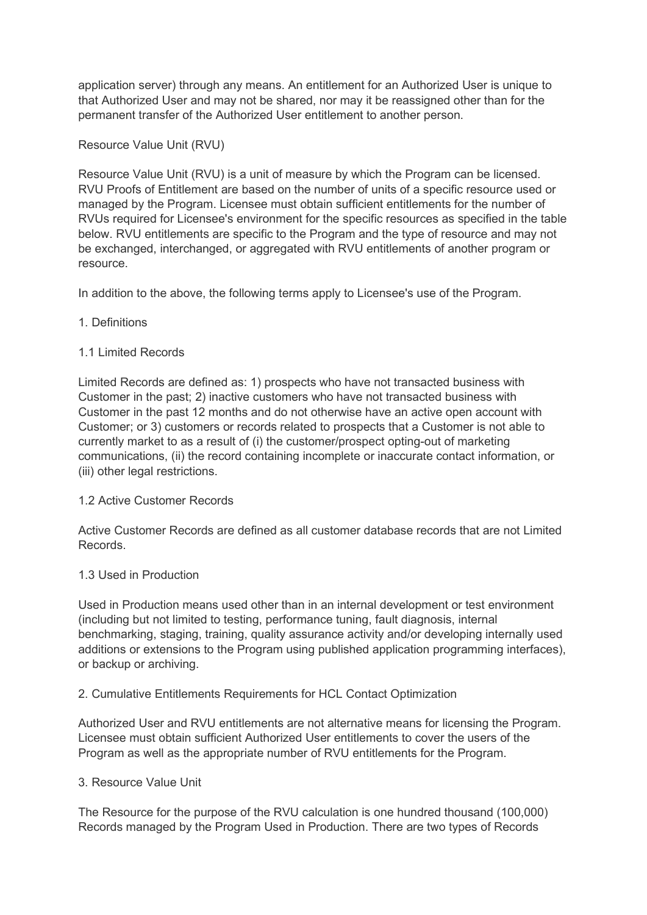application server) through any means. An entitlement for an Authorized User is unique to that Authorized User and may not be shared, nor may it be reassigned other than for the permanent transfer of the Authorized User entitlement to another person.

Resource Value Unit (RVU)

Resource Value Unit (RVU) is a unit of measure by which the Program can be licensed. RVU Proofs of Entitlement are based on the number of units of a specific resource used or managed by the Program. Licensee must obtain sufficient entitlements for the number of RVUs required for Licensee's environment for the specific resources as specified in the table below. RVU entitlements are specific to the Program and the type of resource and may not be exchanged, interchanged, or aggregated with RVU entitlements of another program or resource.

In addition to the above, the following terms apply to Licensee's use of the Program.

1. Definitions

1.1 Limited Records

Limited Records are defined as: 1) prospects who have not transacted business with Customer in the past; 2) inactive customers who have not transacted business with Customer in the past 12 months and do not otherwise have an active open account with Customer; or 3) customers or records related to prospects that a Customer is not able to currently market to as a result of (i) the customer/prospect opting-out of marketing communications, (ii) the record containing incomplete or inaccurate contact information, or (iii) other legal restrictions.

1.2 Active Customer Records

Active Customer Records are defined as all customer database records that are not Limited Records.

1.3 Used in Production

Used in Production means used other than in an internal development or test environment (including but not limited to testing, performance tuning, fault diagnosis, internal benchmarking, staging, training, quality assurance activity and/or developing internally used additions or extensions to the Program using published application programming interfaces), or backup or archiving.

2. Cumulative Entitlements Requirements for HCL Contact Optimization

Authorized User and RVU entitlements are not alternative means for licensing the Program. Licensee must obtain sufficient Authorized User entitlements to cover the users of the Program as well as the appropriate number of RVU entitlements for the Program.

3. Resource Value Unit

The Resource for the purpose of the RVU calculation is one hundred thousand (100,000) Records managed by the Program Used in Production. There are two types of Records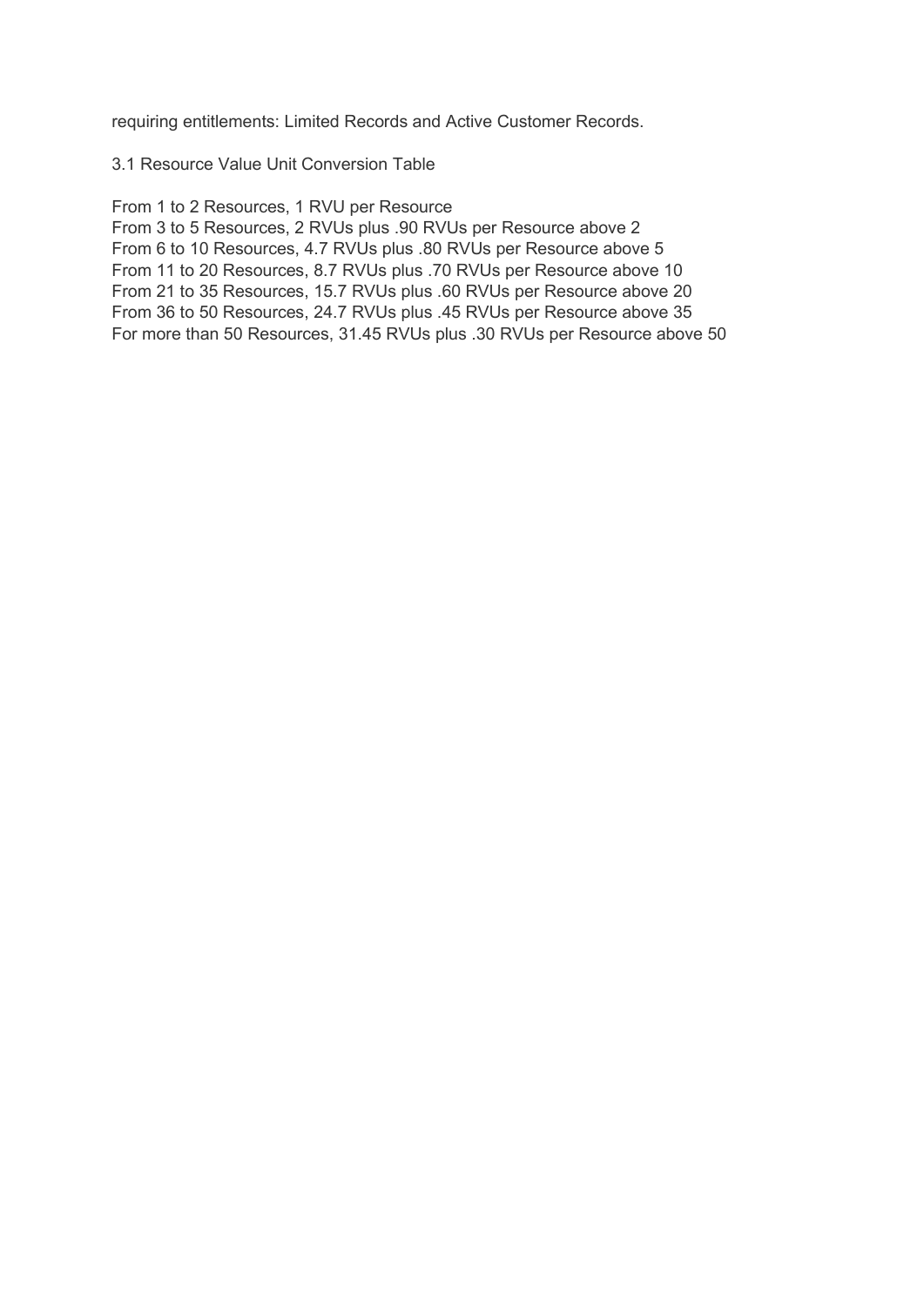requiring entitlements: Limited Records and Active Customer Records.

3.1 Resource Value Unit Conversion Table

From 1 to 2 Resources, 1 RVU per Resource
From 3 to 5 Resources, 2 RVUs plus .90 RVUs per Resource above 2
From 6 to 10 Resources, 4.7 RVUs plus .80 RVUs per Resource above 5
From 11 to 20 Resources, 8.7 RVUs plus .70 RVUs per Resource above 10
From 21 to 35 Resources, 15.7 RVUs plus .60 RVUs per Resource above 20
From 36 to 50 Resources, 24.7 RVUs plus .45 RVUs per Resource above 35
For more than 50 Resources, 31.45 RVUs plus .30 RVUs per Resource above 50